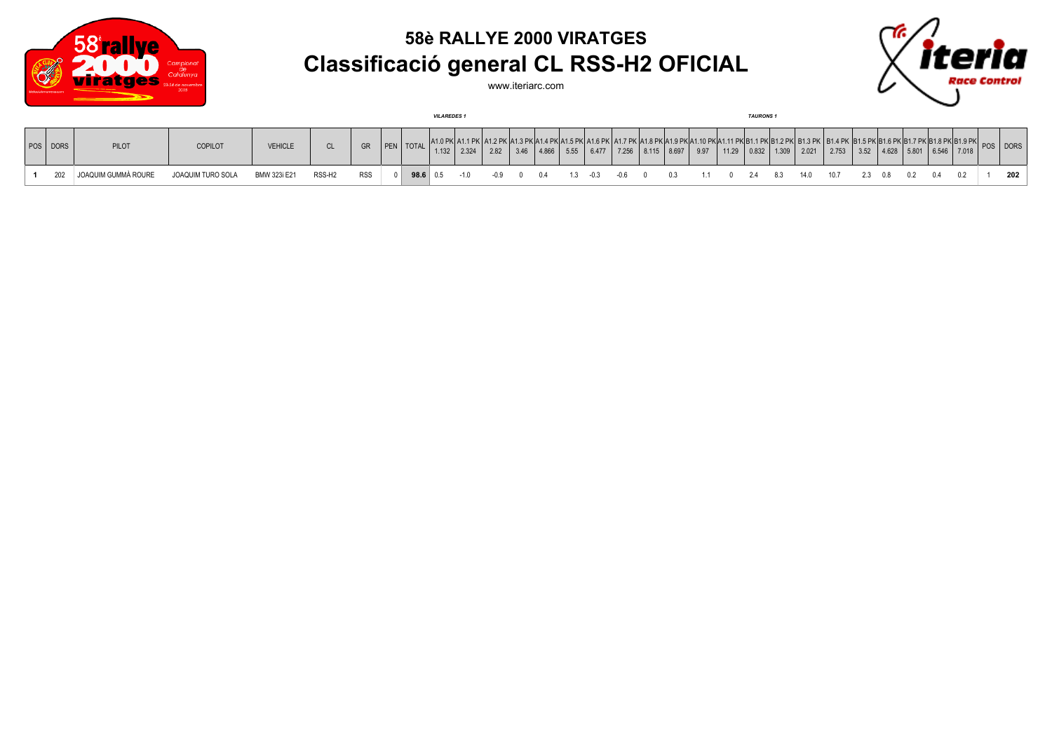# 58è RALLYE 2000 VIRATGES

## Classificació general CL RSS-H2 OFICIAL

www.iteriarc.com

*VILAREDES 1* — *TAURONS 1*

| POS | DORS | PILOT | COPILOT | VEHICLE | CL | GR | PEN | TOTAL | A1.0 PK 1.132 | A1.1 PK 2.324 | A1.2 PK 2.82 | A1.3 PK 3.46 | A1.4 PK 4.866 | A1.5 PK 5.55 | A1.6 PK 6.477 | A1.7 PK 7.256 | A1.8 PK 8.115 | A1.9 PK 8.697 | A1.10 PK 9.97 | A1.11 PK 11.29 | B1.1 PK 0.832 | B1.2 PK 1.309 | B1.3 PK 2.021 | B1.4 PK 2.753 | B1.5 PK 3.52 | B1.6 PK 4.628 | B1.7 PK 5.801 | B1.8 PK 6.546 | B1.9 PK 7.018 | POS | DORS |
|---|---|---|---|---|---|---|---|---|---|---|---|---|---|---|---|---|---|---|---|---|---|---|---|---|---|---|---|---|---|---|---|
| **1** | 202 | JOAQUIM GUMMÀ ROURE | JOAQUIM TURO SOLA | BMW 323i E21 | RSS-H2 | RSS | 0 | **98.6** | 0.5 | -1.0 | -0.9 | 0 | 0.4 | 1.3 | -0.3 | -0.6 | 0 | 0.3 | 1.1 | 0 | 2.4 | 8.3 | 14.0 | 10.7 | 2.3 | 0.8 | 0.2 | 0.4 | 0.2 | 1 | **202** |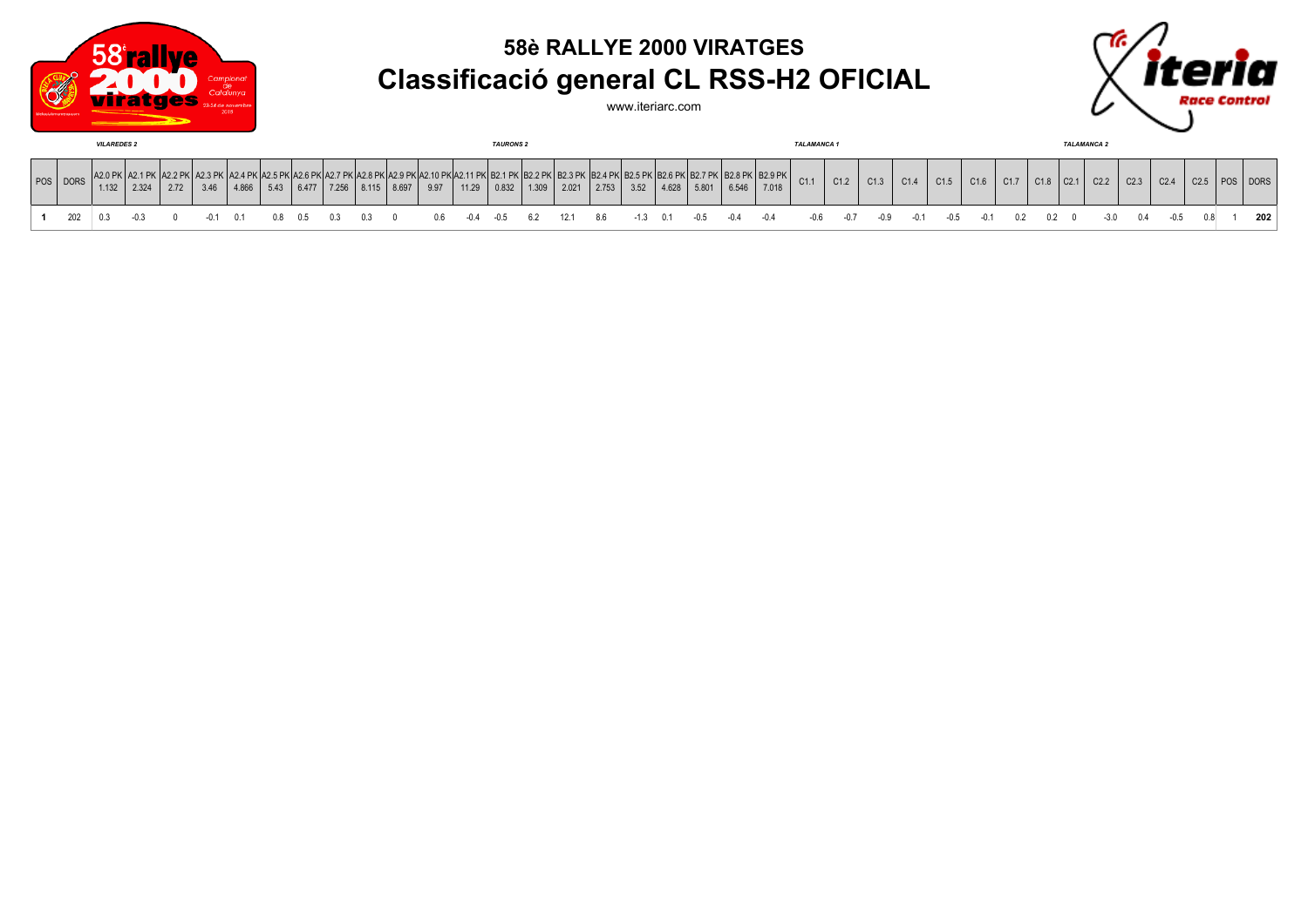# 58è RALLYE 2000 VIRATGES

## Classificació general CL RSS-H2 OFICIAL

www.iteriarc.com

| | | *VILAREDES 2* | | | | | | | | | | | | *TAURONS 2* | | | | | | | | | | | *TALAMANCA 1* | | | | | | | | *TALAMANCA 2* | | | | | | |
|---|---|---|---|---|---|---|---|---|---|---|---|---|---|---|---|---|---|---|---|---|---|---|---|---|---|---|---|---|---|---|---|---|---|---|---|---|---|---|
| POS | DORS | A2.0 PK 1.132 | A2.1 PK 2.324 | A2.2 PK 2.72 | A2.3 PK 3.46 | A2.4 PK 4.866 | A2.5 PK 5.43 | A2.6 PK 6.477 | A2.7 PK 7.256 | A2.8 PK 8.115 | A2.9 PK 8.697 | A2.10 PK 9.97 | A2.11 PK 11.29 | B2.1 PK 0.832 | B2.2 PK 1.309 | B2.3 PK 2.021 | B2.4 PK 2.753 | B2.5 PK 3.52 | B2.6 PK 4.628 | B2.7 PK 5.801 | B2.8 PK 6.546 | B2.9 PK 7.018 | C1.1 | C1.2 | C1.3 | C1.4 | C1.5 | C1.6 | C1.7 | C1.8 | C2.1 | C2.2 | C2.3 | C2.4 | C2.5 | POS | DORS |
| **1** | 202 | 0.3 | -0.3 | 0 | -0.1 | 0.1 | 0.8 | 0.5 | 0.3 | 0.3 | 0 | 0.6 | -0.4 | -0.5 | 6.2 | 12.1 | 8.6 | -1.3 | 0.1 | -0.5 | -0.4 | -0.4 | -0.6 | -0.7 | -0.9 | -0.1 | -0.5 | -0.1 | 0.2 | 0.2 | 0 | -3.0 | 0.4 | -0.5 | 0.8 | 1 | **202** |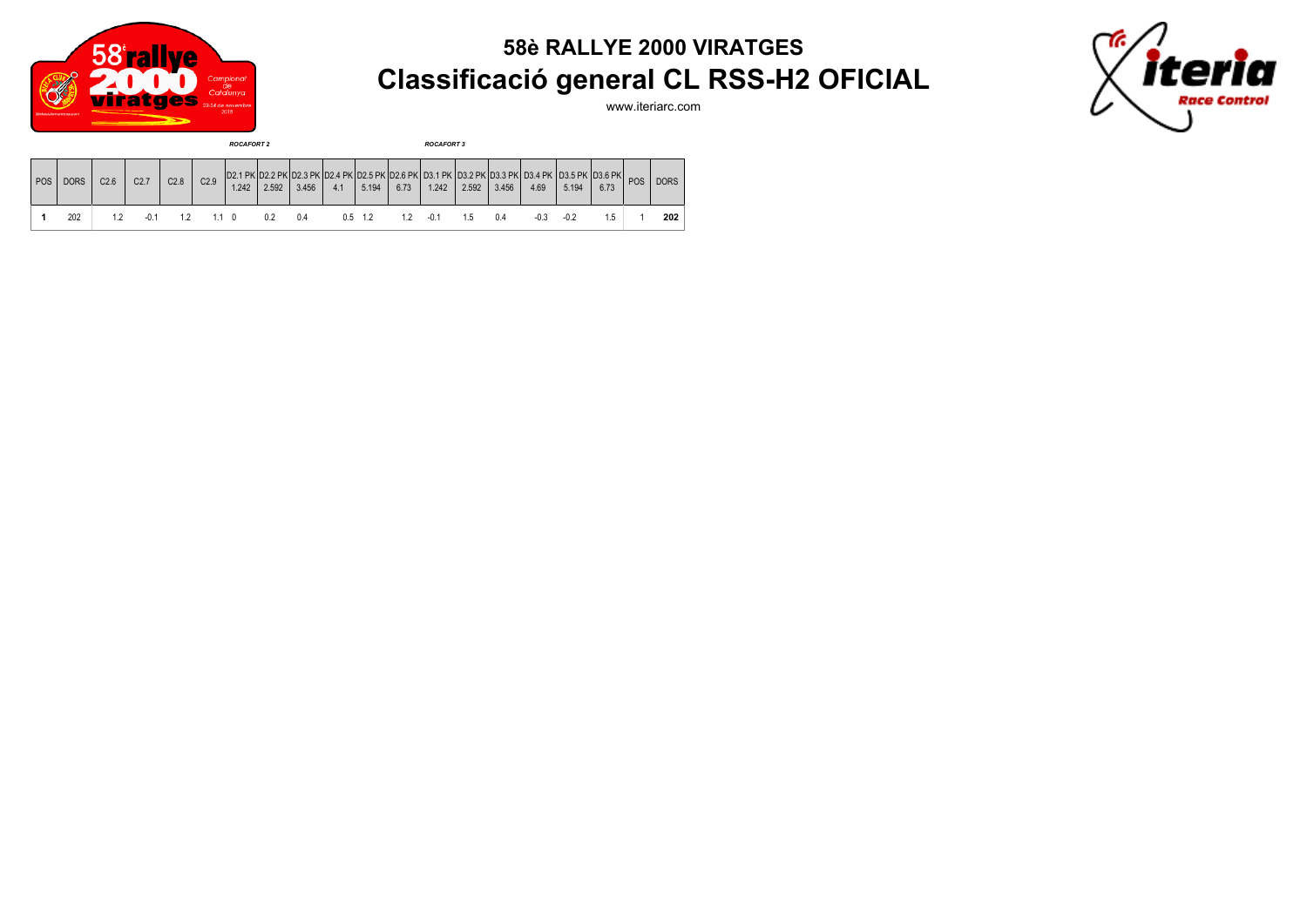## 58è RALLYE 2000 VIRATGES

# Classificació general CL RSS-H2 OFICIAL

www.iteriarc.com

| | | | | | | ROCAFORT 2 | | | | | | ROCAFORT 3 | | | | | | | |
|---|---|---|---|---|---|---|---|---|---|---|---|---|---|---|---|---|---|---|---|
| POS | DORS | C2.6 | C2.7 | C2.8 | C2.9 | D2.1 PK 1.242 | D2.2 PK 2.592 | D2.3 PK 3.456 | D2.4 PK 4.1 | D2.5 PK 5.194 | D2.6 PK 6.73 | D3.1 PK 1.242 | D3.2 PK 2.592 | D3.3 PK 3.456 | D3.4 PK 4.69 | D3.5 PK 5.194 | D3.6 PK 6.73 | POS | DORS |
| **1** | 202 | 1.2 | -0.1 | 1.2 | 1.1 | 0 | 0.2 | 0.4 | 0.5 | 1.2 | 1.2 | -0.1 | 1.5 | 0.4 | -0.3 | -0.2 | 1.5 | 1 | **202** |